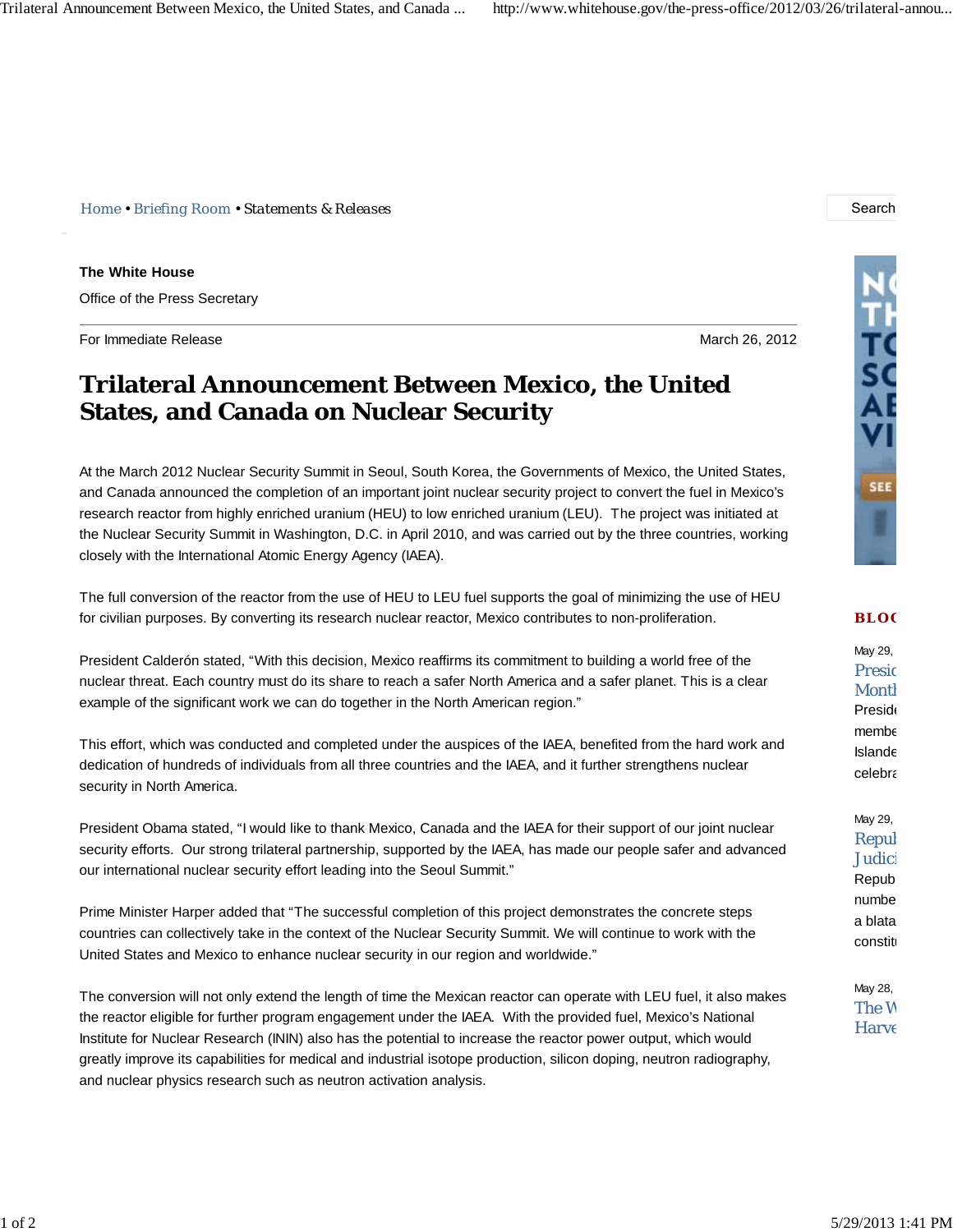Home • Briefing Room • Statements & Releases

**The White House**

Office of the Press Secretary

For Immediate Release March 26, 2012

# Trilateral Announcement Between Mexico, the United States, and Canada on Nuclear Security

At the March 2012 Nuclear Security Summit in Seoul, South Korea, the Governments of Mexico, the United States, and Canada announced the completion of an important joint nuclear security project to convert the fuel in Mexico's research reactor from highly enriched uranium (HEU) to low enriched uranium (LEU). The project was initiated at the Nuclear Security Summit in Washington, D.C. in April 2010, and was carried out by the three countries, working closely with the International Atomic Energy Agency (IAEA).

The full conversion of the reactor from the use of HEU to LEU fuel supports the goal of minimizing the use of HEU for civilian purposes. By converting its research nuclear reactor, Mexico contributes to non-proliferation.

President Calderón stated, "With this decision, Mexico reaffirms its commitment to building a world free of the nuclear threat. Each country must do its share to reach a safer North America and a safer planet. This is a clear example of the significant work we can do together in the North American region."

This effort, which was conducted and completed under the auspices of the IAEA, benefited from the hard work and dedication of hundreds of individuals from all three countries and the IAEA, and it further strengthens nuclear security in North America.

President Obama stated, "I would like to thank Mexico, Canada and the IAEA for their support of our joint nuclear security efforts. Our strong trilateral partnership, supported by the IAEA, has made our people safer and advanced our international nuclear security effort leading into the Seoul Summit."

Prime Minister Harper added that "The successful completion of this project demonstrates the concrete steps countries can collectively take in the context of the Nuclear Security Summit. We will continue to work with the United States and Mexico to enhance nuclear security in our region and worldwide."

The conversion will not only extend the length of time the Mexican reactor can operate with LEU fuel, it also makes the reactor eligible for further program engagement under the IAEA. With the provided fuel, Mexico's National Institute for Nuclear Research (ININ) also has the potential to increase the reactor power output, which would greatly improve its capabilities for medical and industrial isotope production, silicon doping, neutron radiography, and nuclear physics research such as neutron activation analysis.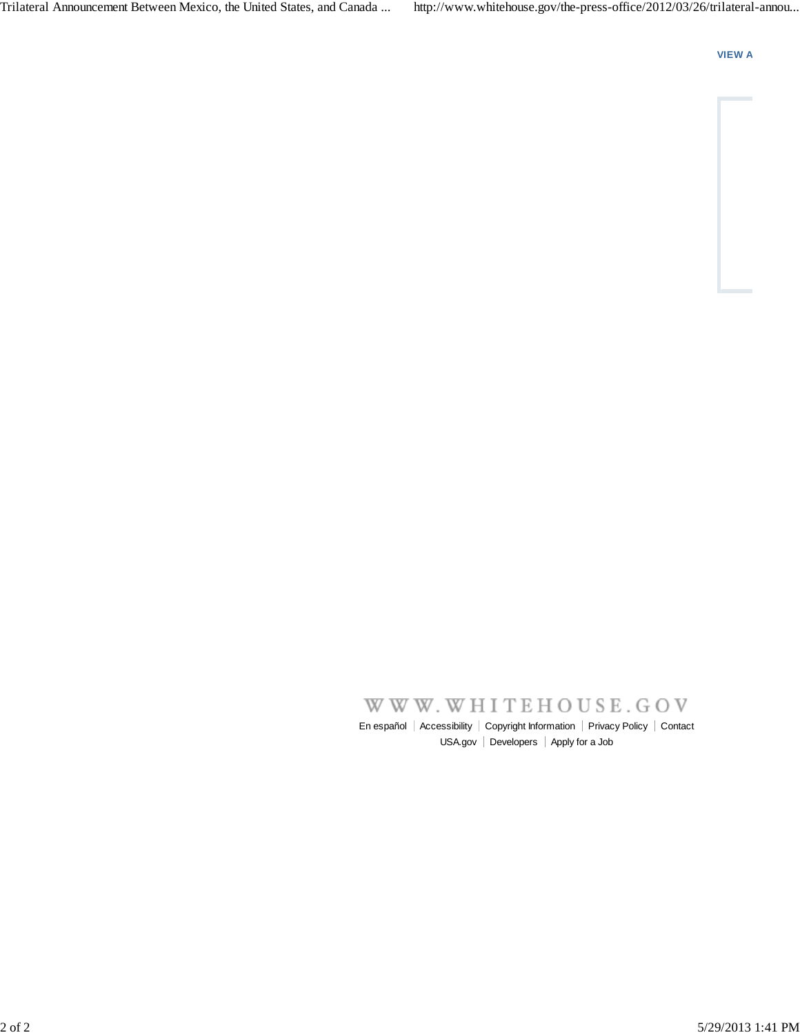VIEW A

WWW.WHITEHOUSE.GOV

En español | Accessibility | Copyright Information | Privacy Policy | Contact

USA.gov | Developers | Apply for a Job